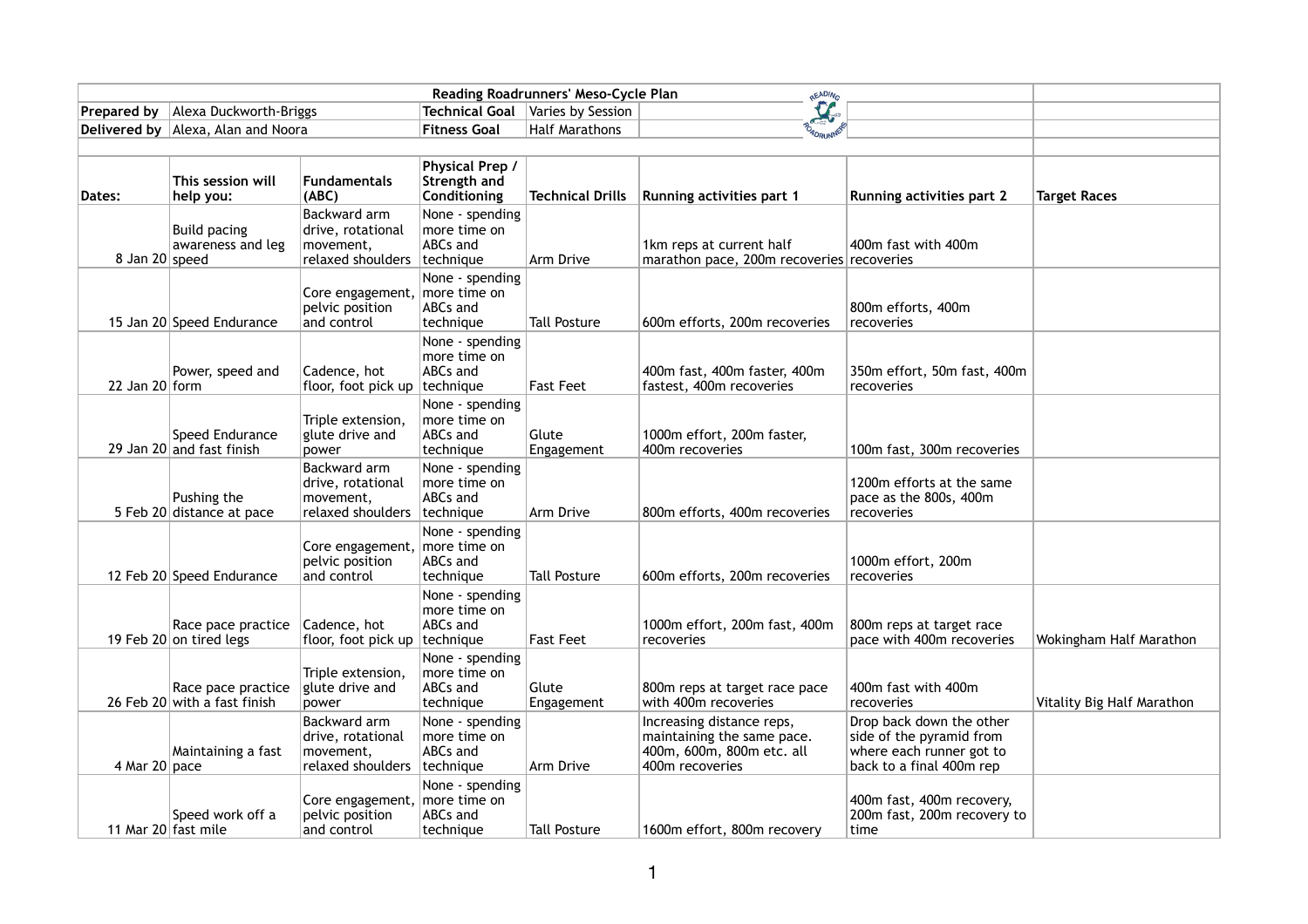# Reading Roadrunners' Meso-Cycle Plan

| | | | |
|---|---|---|---|
| **Prepared by** | Alexa Duckworth-Briggs | **Technical Goal** | Varies by Session |
| **Delivered by** | Alexa, Alan and Noora | **Fitness Goal** | Half Marathons |

| Dates: | This session will help you: | Fundamentals (ABC) | Physical Prep / Strength and Conditioning | Technical Drills | Running activities part 1 | Running activities part 2 | Target Races |
|---|---|---|---|---|---|---|---|
| 8 Jan 20 | Build pacing awareness and leg speed | Backward arm drive, rotational movement, relaxed shoulders | None - spending more time on ABCs and technique | Arm Drive | 1km reps at current half marathon pace, 200m recoveries | 400m fast with 400m recoveries | |
| 15 Jan 20 | Speed Endurance | Core engagement, pelvic position and control | None - spending more time on ABCs and technique | Tall Posture | 600m efforts, 200m recoveries | 800m efforts, 400m recoveries | |
| 22 Jan 20 | Power, speed and form | Cadence, hot floor, foot pick up | None - spending more time on ABCs and technique | Fast Feet | 400m fast, 400m faster, 400m fastest, 400m recoveries | 350m effort, 50m fast, 400m recoveries | |
| 29 Jan 20 | Speed Endurance and fast finish | Triple extension, glute drive and power | None - spending more time on ABCs and technique | Glute Engagement | 1000m effort, 200m faster, 400m recoveries | 100m fast, 300m recoveries | |
| 5 Feb 20 | Pushing the distance at pace | Backward arm drive, rotational movement, relaxed shoulders | None - spending more time on ABCs and technique | Arm Drive | 800m efforts, 400m recoveries | 1200m efforts at the same pace as the 800s, 400m recoveries | |
| 12 Feb 20 | Speed Endurance | Core engagement, pelvic position and control | None - spending more time on ABCs and technique | Tall Posture | 600m efforts, 200m recoveries | 1000m effort, 200m recoveries | |
| 19 Feb 20 | Race pace practice on tired legs | Cadence, hot floor, foot pick up | None - spending more time on ABCs and technique | Fast Feet | 1000m effort, 200m fast, 400m recoveries | 800m reps at target race pace with 400m recoveries | Wokingham Half Marathon |
| 26 Feb 20 | Race pace practice with a fast finish | Triple extension, glute drive and power | None - spending more time on ABCs and technique | Glute Engagement | 800m reps at target race pace with 400m recoveries | 400m fast with 400m recoveries | Vitality Big Half Marathon |
| 4 Mar 20 | Maintaining a fast pace | Backward arm drive, rotational movement, relaxed shoulders | None - spending more time on ABCs and technique | Arm Drive | Increasing distance reps, maintaining the same pace. 400m, 600m, 800m etc. all 400m recoveries | Drop back down the other side of the pyramid from where each runner got to back to a final 400m rep | |
| 11 Mar 20 | Speed work off a fast mile | Core engagement, pelvic position and control | None - spending more time on ABCs and technique | Tall Posture | 1600m effort, 800m recovery | 400m fast, 400m recovery, 200m fast, 200m recovery to time | |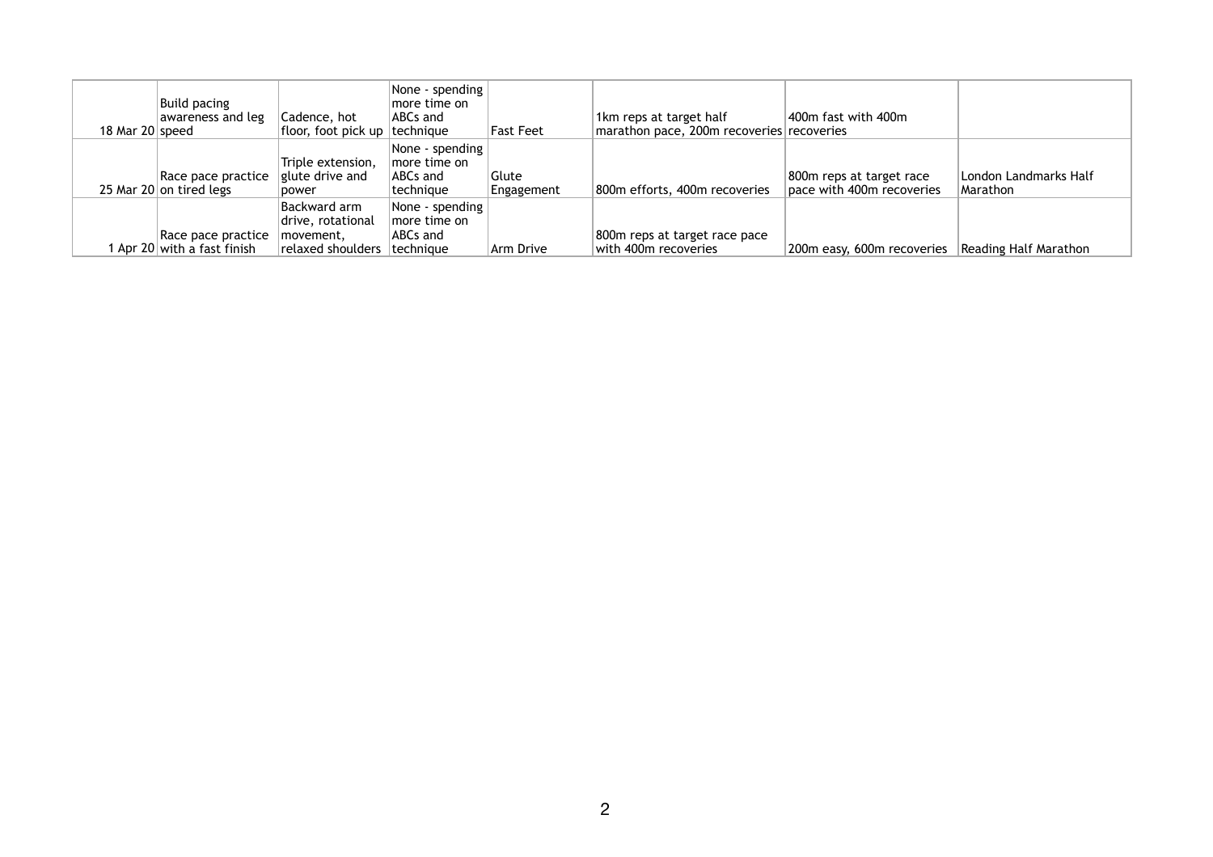| | | | | | | | |
|---|---|---|---|---|---|---|---|
| 18 Mar 20 | Build pacing awareness and leg speed | Cadence, hot floor, foot pick up | None - spending more time on ABCs and technique | Fast Feet | 1km reps at target half marathon pace, 200m recoveries | 400m fast with 400m recoveries | |
| 25 Mar 20 | Race pace practice on tired legs | Triple extension, glute drive and power | None - spending more time on ABCs and technique | Glute Engagement | 800m efforts, 400m recoveries | 800m reps at target race pace with 400m recoveries | London Landmarks Half Marathon |
| 1 Apr 20 | Race pace practice with a fast finish | Backward arm drive, rotational movement, relaxed shoulders | None - spending more time on ABCs and technique | Arm Drive | 800m reps at target race pace with 400m recoveries | 200m easy, 600m recoveries | Reading Half Marathon |